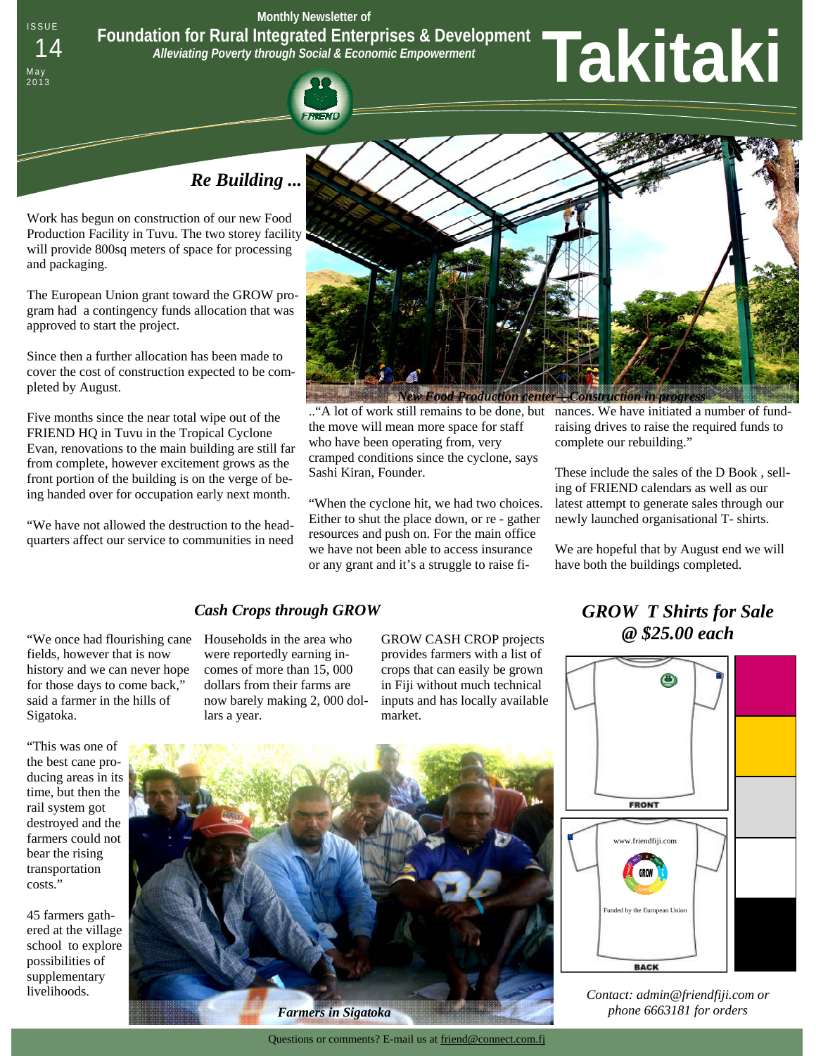ISSUE 14 May 2013

Monthly Newsletter of

**Foundation for Rural Integrated Enterprises & Development**

*Alleviating Poverty through Social & Economic Empowerment*

# Takitaki

## *Re Building ...*

Work has begun on construction of our new Food Production Facility in Tuvu. The two storey facility will provide 800sq meters of space for processing and packaging.

The European Union grant toward the GROW program had a contingency funds allocation that was approved to start the project.

Since then a further allocation has been made to cover the cost of construction expected to be completed by August.

Five months since the near total wipe out of the FRIEND HQ in Tuvu in the Tropical Cyclone Evan, renovations to the main building are still far from complete, however excitement grows as the front portion of the building is on the verge of being handed over for occupation early next month.

"We have not allowed the destruction to the headquarters affect our service to communities in need ..."A lot of work still remains to be done, but the move will mean more space for staff who have been operating from, very cramped conditions since the cyclone, says Sashi Kiran, Founder.

"When the cyclone hit, we had two choices. Either to shut the place down, or re - gather resources and push on. For the main office we have not been able to access insurance or any grant and it's a struggle to raise finances. We have initiated a number of fundraising drives to raise the required funds to complete our rebuilding."

These include the sales of the D Book , selling of FRIEND calendars as well as our latest attempt to generate sales through our newly launched organisational T- shirts.

We are hopeful that by August end we will have both the buildings completed.

*New Food Production center—Construction in progress*

## *Cash Crops through GROW*

"We once had flourishing cane fields, however that is now history and we can never hope for those days to come back," said a farmer in the hills of Sigatoka.

"This was one of the best cane producing areas in its time, but then the rail system got destroyed and the farmers could not bear the rising transportation costs."

45 farmers gathered at the village school to explore possibilities of supplementary livelihoods.

Households in the area who were reportedly earning incomes of more than 15, 000 dollars from their farms are now barely making 2, 000 dollars a year.

GROW CASH CROP projects provides farmers with a list of crops that can easily be grown in Fiji without much technical inputs and has locally available market.

*Farmers in Sigatoka*

## *GROW T Shirts for Sale @ $25.00 each*

FRONT

BACK

www.friendfiji.com

Funded by the European Union

*Contact: admin@friendfiji.com or phone 6663181 for orders*

Questions or comments? E-mail us at friend@connect.com.fj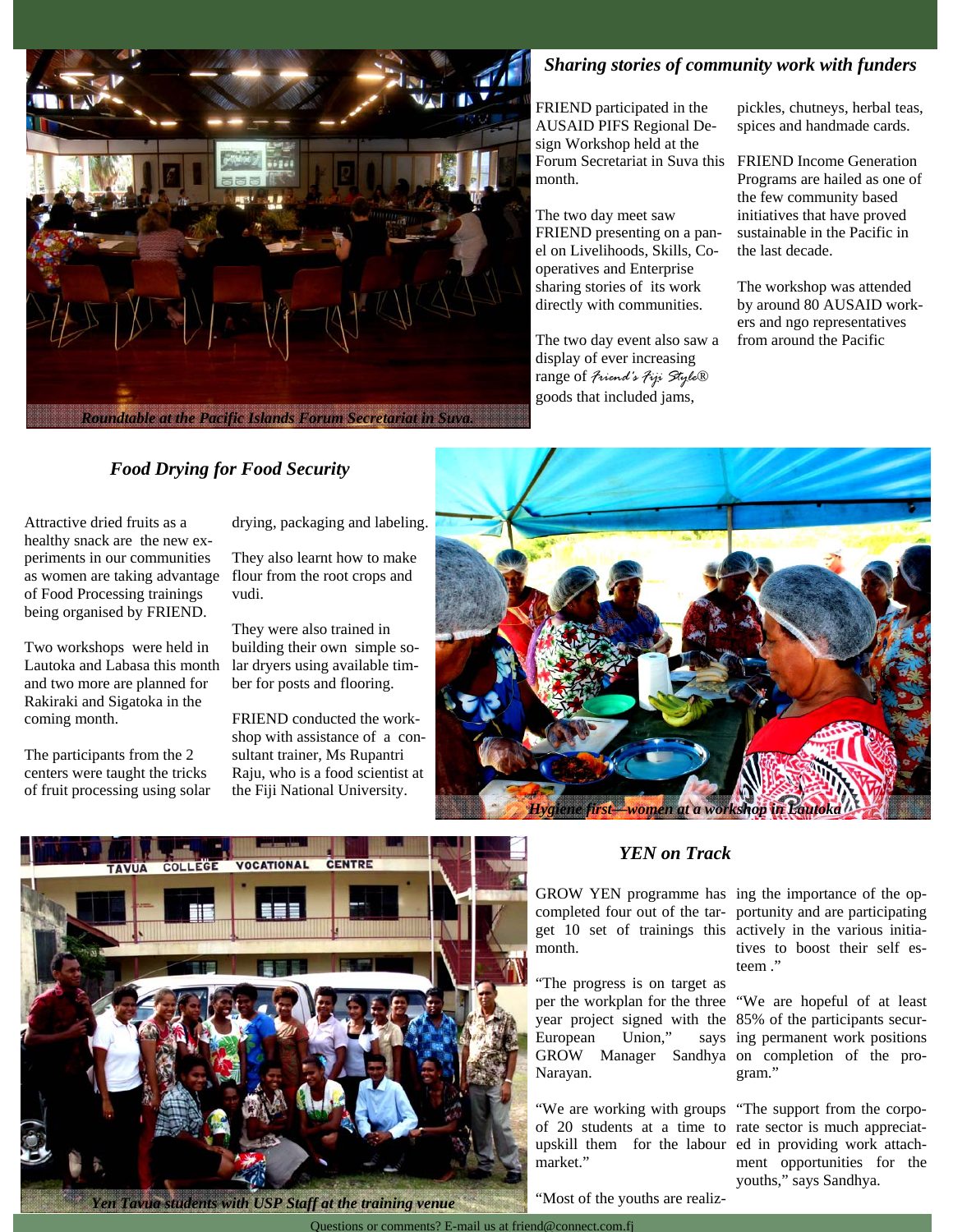*Roundtable at the Pacific Islands Forum Secretariat in Suva.*

### *Sharing stories of community work with funders*

FRIEND participated in the AUSAID PIFS Regional Design Workshop held at the Forum Secretariat in Suva this month.

The two day meet saw FRIEND presenting on a panel on Livelihoods, Skills, Cooperatives and Enterprise sharing stories of its work directly with communities.

The two day event also saw a display of ever increasing range of *Friend's Fiji Style®* goods that included jams, pickles, chutneys, herbal teas, spices and handmade cards.

FRIEND Income Generation Programs are hailed as one of the few community based initiatives that have proved sustainable in the Pacific in the last decade.

The workshop was attended by around 80 AUSAID workers and ngo representatives from around the Pacific

### *Food Drying for Food Security*

Attractive dried fruits as a healthy snack are the new experiments in our communities as women are taking advantage of Food Processing trainings being organised by FRIEND.

Two workshops were held in Lautoka and Labasa this month and two more are planned for Rakiraki and Sigatoka in the coming month.

The participants from the 2 centers were taught the tricks of fruit processing using solar drying, packaging and labeling.

They also learnt how to make flour from the root crops and vudi.

They were also trained in building their own simple solar dryers using available timber for posts and flooring.

FRIEND conducted the workshop with assistance of a consultant trainer, Ms Rupantri Raju, who is a food scientist at the Fiji National University.

*Hygiene first—women at a workshop in Lautoka*

*Yen Tavua students with USP Staff at the training venue*

### *YEN on Track*

GROW YEN programme has completed four out of the target 10 set of trainings this month.

"The progress is on target as per the workplan for the three year project signed with the European Union," says GROW Manager Sandhya Narayan.

"We are working with groups of 20 students at a time to upskill them for the labour market."

"Most of the youths are realizing the importance of the opportunity and are participating actively in the various initiatives to boost their self esteem ."

"We are hopeful of at least 85% of the participants securing permanent work positions on completion of the program."

"The support from the corporate sector is much appreciated in providing work attachment opportunities for the youths," says Sandhya.

Questions or comments? E-mail us at friend@connect.com.fj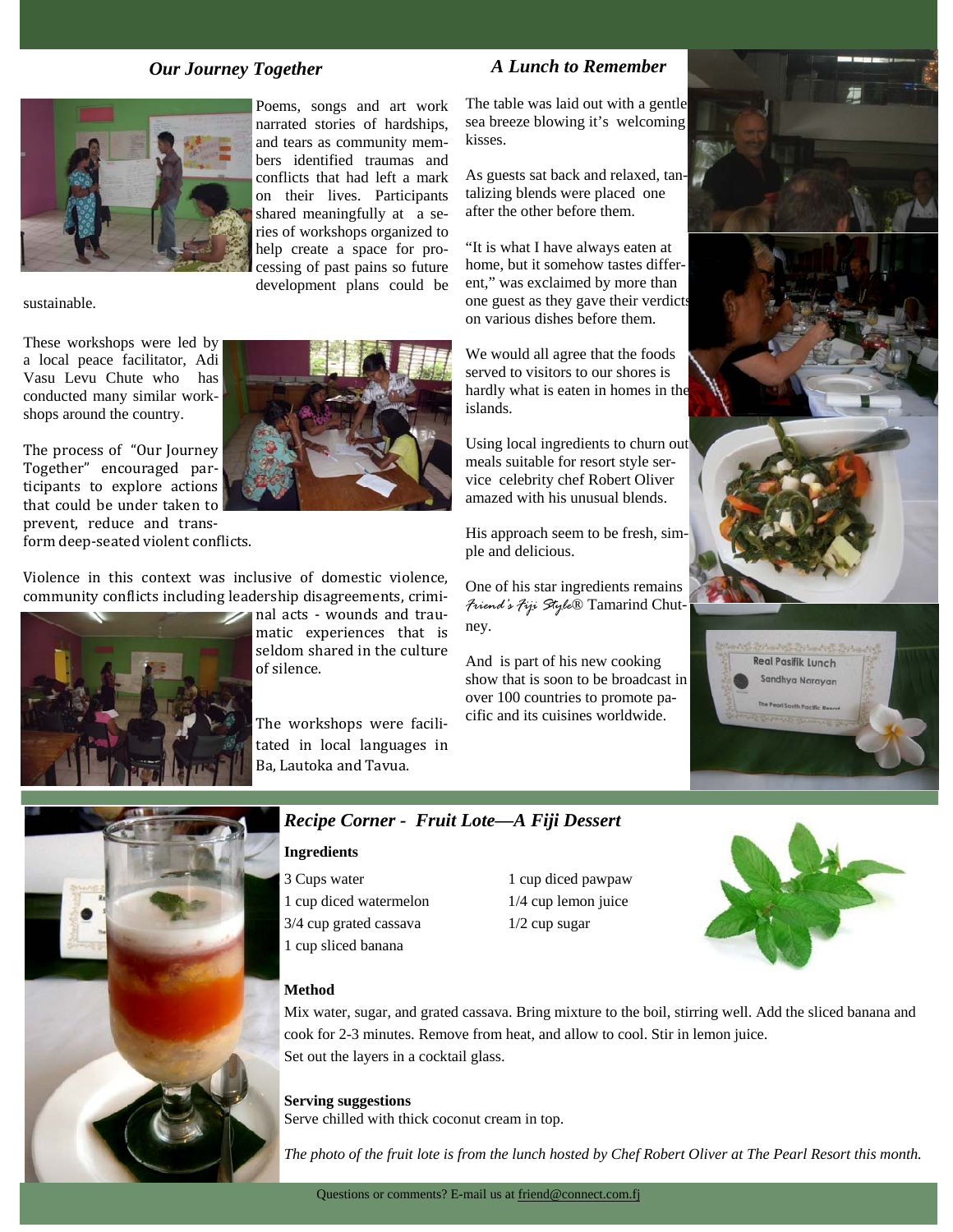## *Our Journey Together*

Poems, songs and art work narrated stories of hardships, and tears as community members identified traumas and conflicts that had left a mark on their lives. Participants shared meaningfully at a series of workshops organized to help create a space for processing of past pains so future development plans could be sustainable.

These workshops were led by a local peace facilitator, Adi Vasu Levu Chute who has conducted many similar workshops around the country.

The process of "Our Journey Together" encouraged participants to explore actions that could be under taken to prevent, reduce and transform deep-seated violent conflicts.

Violence in this context was inclusive of domestic violence, community conflicts including leadership disagreements, criminal acts - wounds and traumatic experiences that is seldom shared in the culture of silence.

The workshops were facilitated in local languages in Ba, Lautoka and Tavua.

## *A Lunch to Remember*

The table was laid out with a gentle sea breeze blowing it's welcoming kisses.

As guests sat back and relaxed, tantalizing blends were placed one after the other before them.

"It is what I have always eaten at home, but it somehow tastes different," was exclaimed by more than one guest as they gave their verdicts on various dishes before them.

We would all agree that the foods served to visitors to our shores is hardly what is eaten in homes in the islands.

Using local ingredients to churn out meals suitable for resort style service celebrity chef Robert Oliver amazed with his unusual blends.

His approach seem to be fresh, simple and delicious.

One of his star ingredients remains *Friend's Fiji Style*® Tamarind Chutney.

And is part of his new cooking show that is soon to be broadcast in over 100 countries to promote pacific and its cuisines worldwide.

## *Recipe Corner - Fruit Lote—A Fiji Dessert*

**Ingredients**

- 3 Cups water
- 1 cup diced watermelon
- 3/4 cup grated cassava
- 1 cup sliced banana
- 1 cup diced pawpaw
- 1/4 cup lemon juice
- 1/2 cup sugar

**Method**

Mix water, sugar, and grated cassava. Bring mixture to the boil, stirring well. Add the sliced banana and cook for 2-3 minutes. Remove from heat, and allow to cool. Stir in lemon juice.
Set out the layers in a cocktail glass.

**Serving suggestions**

Serve chilled with thick coconut cream in top.

*The photo of the fruit lote is from the lunch hosted by Chef Robert Oliver at The Pearl Resort this month.*

Questions or comments? E-mail us at friend@connect.com.fj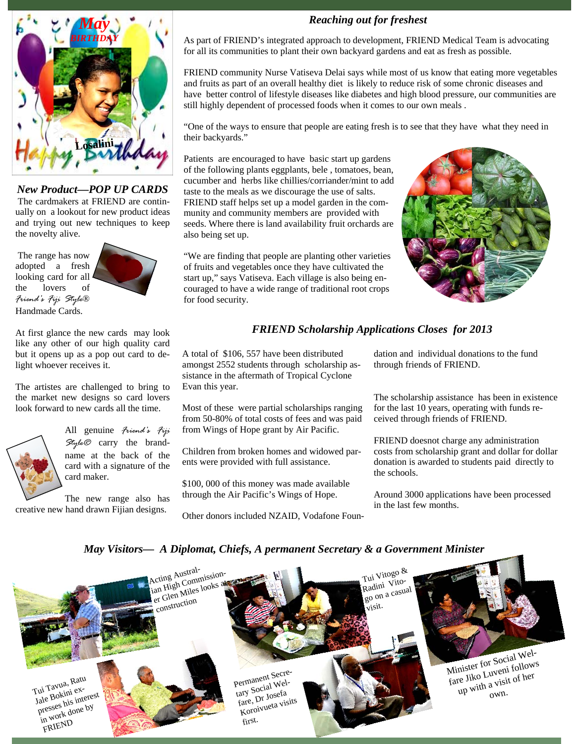May

BIRTHDAY

Losalini

Happy Birthday

### *New Product—POP UP CARDS*

The cardmakers at FRIEND are continually on a lookout for new product ideas and trying out new techniques to keep the novelty alive.

The range has now adopted a fresh looking card for all the lovers of *Friend's Fiji Style®* Handmade Cards.

At first glance the new cards may look like any other of our high quality card but it opens up as a pop out card to delight whoever receives it.

The artistes are challenged to bring to the market new designs so card lovers look forward to new cards all the time.

All genuine *Friend's Fiji Style®* carry the brandname at the back of the card with a signature of the card maker.

The new range also has creative new hand drawn Fijian designs.

### *Reaching out for freshest*

As part of FRIEND's integrated approach to development, FRIEND Medical Team is advocating for all its communities to plant their own backyard gardens and eat as fresh as possible.

FRIEND community Nurse Vatiseva Delai says while most of us know that eating more vegetables and fruits as part of an overall healthy diet is likely to reduce risk of some chronic diseases and have better control of lifestyle diseases like diabetes and high blood pressure, our communities are still highly dependent of processed foods when it comes to our own meals .

"One of the ways to ensure that people are eating fresh is to see that they have what they need in their backyards."

Patients are encouraged to have basic start up gardens of the following plants eggplants, bele , tomatoes, bean, cucumber and herbs like chillies/corriander/mint to add taste to the meals as we discourage the use of salts. FRIEND staff helps set up a model garden in the community and community members are provided with seeds. Where there is land availability fruit orchards are also being set up.

"We are finding that people are planting other varieties of fruits and vegetables once they have cultivated the start up," says Vatiseva. Each village is also being encouraged to have a wide range of traditional root crops for food security.

### *FRIEND Scholarship Applications Closes for 2013*

A total of $106, 557 have been distributed amongst 2552 students through scholarship assistance in the aftermath of Tropical Cyclone Evan this year.

Most of these were partial scholarships ranging from 50-80% of total costs of fees and was paid from Wings of Hope grant by Air Pacific.

Children from broken homes and widowed parents were provided with full assistance.

$100, 000 of this money was made available through the Air Pacific's Wings of Hope.

Other donors included NZAID, Vodafone Foundation and individual donations to the fund through friends of FRIEND.

The scholarship assistance has been in existence for the last 10 years, operating with funds received through friends of FRIEND.

FRIEND doesnot charge any administration costs from scholarship grant and dollar for dollar donation is awarded to students paid directly to the schools.

Around 3000 applications have been processed in the last few months.

### *May Visitors— A Diplomat, Chiefs, A permanent Secretary & a Government Minister*

Acting Australian High Commissioner Glen Miles looks at construction

Tui Vitogo & Radini Vitogo on a casual visit.

Minister for Social Welfare Jiko Luveni follows up with a visit of her own.

Tui Tavua, Ratu Jale Bokini expresses his interest in work done by FRIEND

Permanent Secretary Social Welfare, Dr Josefa Koroivueta visits first.